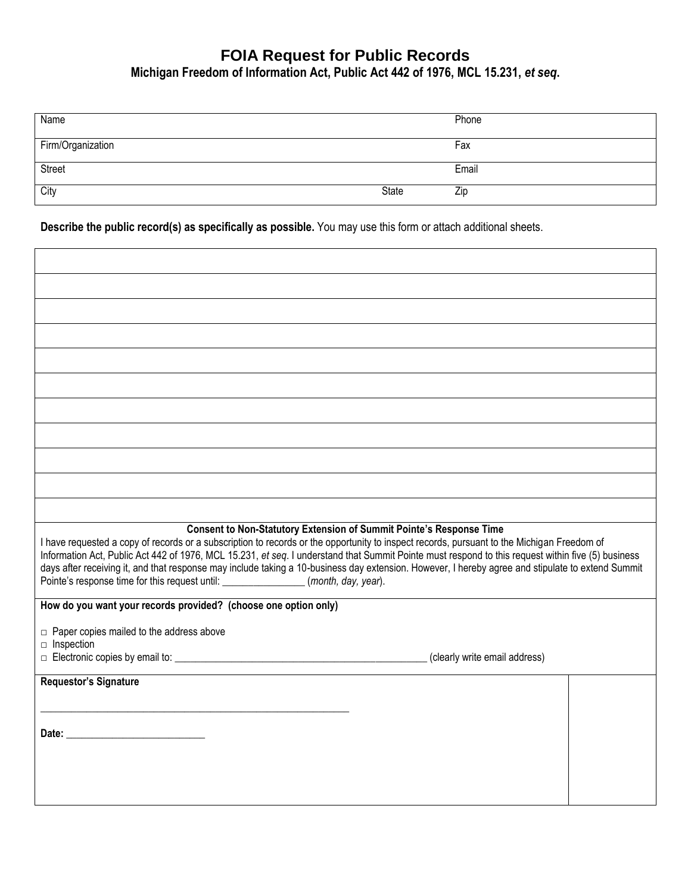# FOIA Request for Public Records

**Michigan Freedom of Information Act, Public Act 442 of 1976, MCL 15.231, *et seq*.**

| Name | | Phone |
|---|---|---|
| Firm/Organization | | Fax |
| Street | | Email |
| City | State | Zip |

**Describe the public record(s) as specifically as possible.** You may use this form or attach additional sheets.

| |
|---|
| |
| |
| |
| |
| |
| |
| |
| |
| |
| |

**Consent to Non-Statutory Extension of Summit Pointe's Response Time**

I have requested a copy of records or a subscription to records or the opportunity to inspect records, pursuant to the Michigan Freedom of Information Act, Public Act 442 of 1976, MCL 15.231, *et seq*. I understand that Summit Pointe must respond to this request within five (5) business days after receiving it, and that response may include taking a 10-business day extension. However, I hereby agree and stipulate to extend Summit Pointe's response time for this request until: ________________ (*month, day, year*).

**How do you want your records provided? (choose one option only)**

□ Paper copies mailed to the address above
□ Inspection
□ Electronic copies by email to: __________________________________________________ (clearly write email address)

**Requestor's Signature**

_______________________________________________________________

**Date:** ___________________________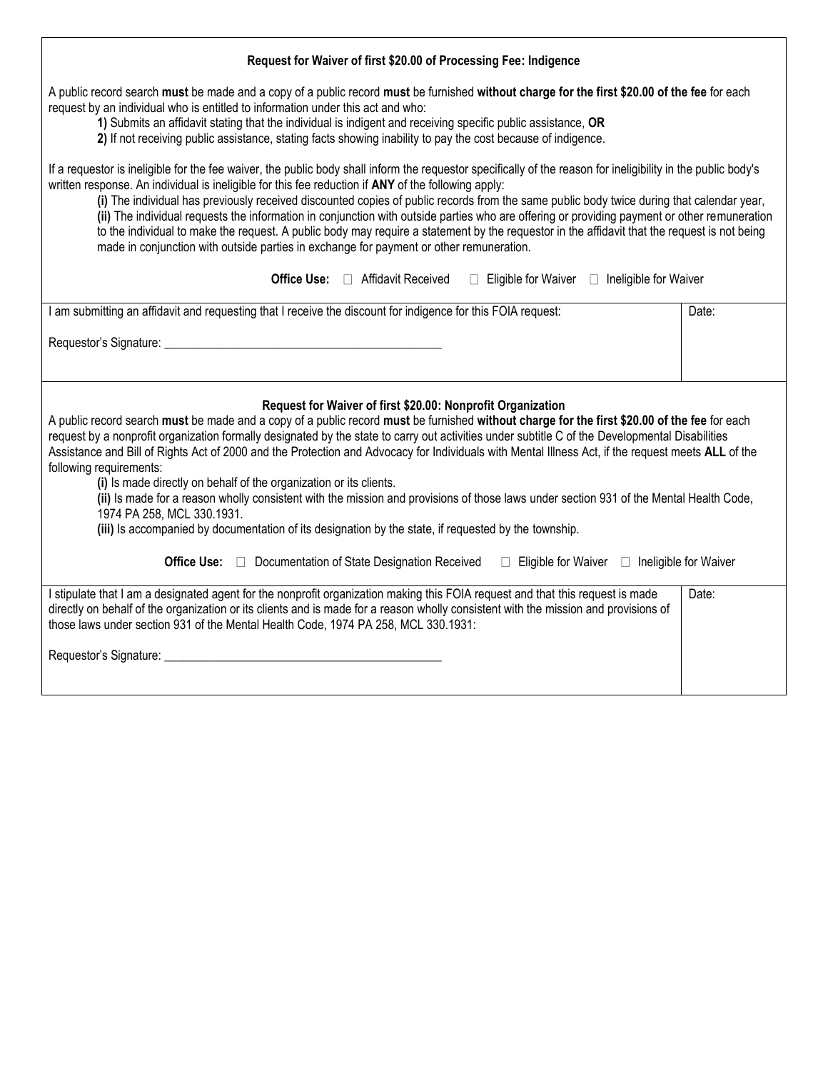### Request for Waiver of first $20.00 of Processing Fee: Indigence

A public record search **must** be made and a copy of a public record **must** be furnished **without charge for the first $20.00 of the fee** for each request by an individual who is entitled to information under this act and who:

**1)** Submits an affidavit stating that the individual is indigent and receiving specific public assistance, **OR**

**2)** If not receiving public assistance, stating facts showing inability to pay the cost because of indigence.

If a requestor is ineligible for the fee waiver, the public body shall inform the requestor specifically of the reason for ineligibility in the public body's written response. An individual is ineligible for this fee reduction if **ANY** of the following apply:

**(i)** The individual has previously received discounted copies of public records from the same public body twice during that calendar year,

**(ii)** The individual requests the information in conjunction with outside parties who are offering or providing payment or other remuneration to the individual to make the request. A public body may require a statement by the requestor in the affidavit that the request is not being made in conjunction with outside parties in exchange for payment or other remuneration.

**Office Use:** ☐ Affidavit Received ☐ Eligible for Waiver ☐ Ineligible for Waiver

| | |
|---|---|
| I am submitting an affidavit and requesting that I receive the discount for indigence for this FOIA request:<br><br>Requestor's Signature: ______________________________________________ | Date: |

### Request for Waiver of first $20.00: Nonprofit Organization

A public record search **must** be made and a copy of a public record **must** be furnished **without charge for the first $20.00 of the fee** for each request by a nonprofit organization formally designated by the state to carry out activities under subtitle C of the Developmental Disabilities Assistance and Bill of Rights Act of 2000 and the Protection and Advocacy for Individuals with Mental Illness Act, if the request meets **ALL** of the following requirements:

**(i)** Is made directly on behalf of the organization or its clients.

**(ii)** Is made for a reason wholly consistent with the mission and provisions of those laws under section 931 of the Mental Health Code, 1974 PA 258, MCL 330.1931.

**(iii)** Is accompanied by documentation of its designation by the state, if requested by the township.

**Office Use:** ☐ Documentation of State Designation Received ☐ Eligible for Waiver ☐ Ineligible for Waiver

| | |
|---|---|
| I stipulate that I am a designated agent for the nonprofit organization making this FOIA request and that this request is made directly on behalf of the organization or its clients and is made for a reason wholly consistent with the mission and provisions of those laws under section 931 of the Mental Health Code, 1974 PA 258, MCL 330.1931:<br><br>Requestor's Signature: ______________________________________________ | Date: |